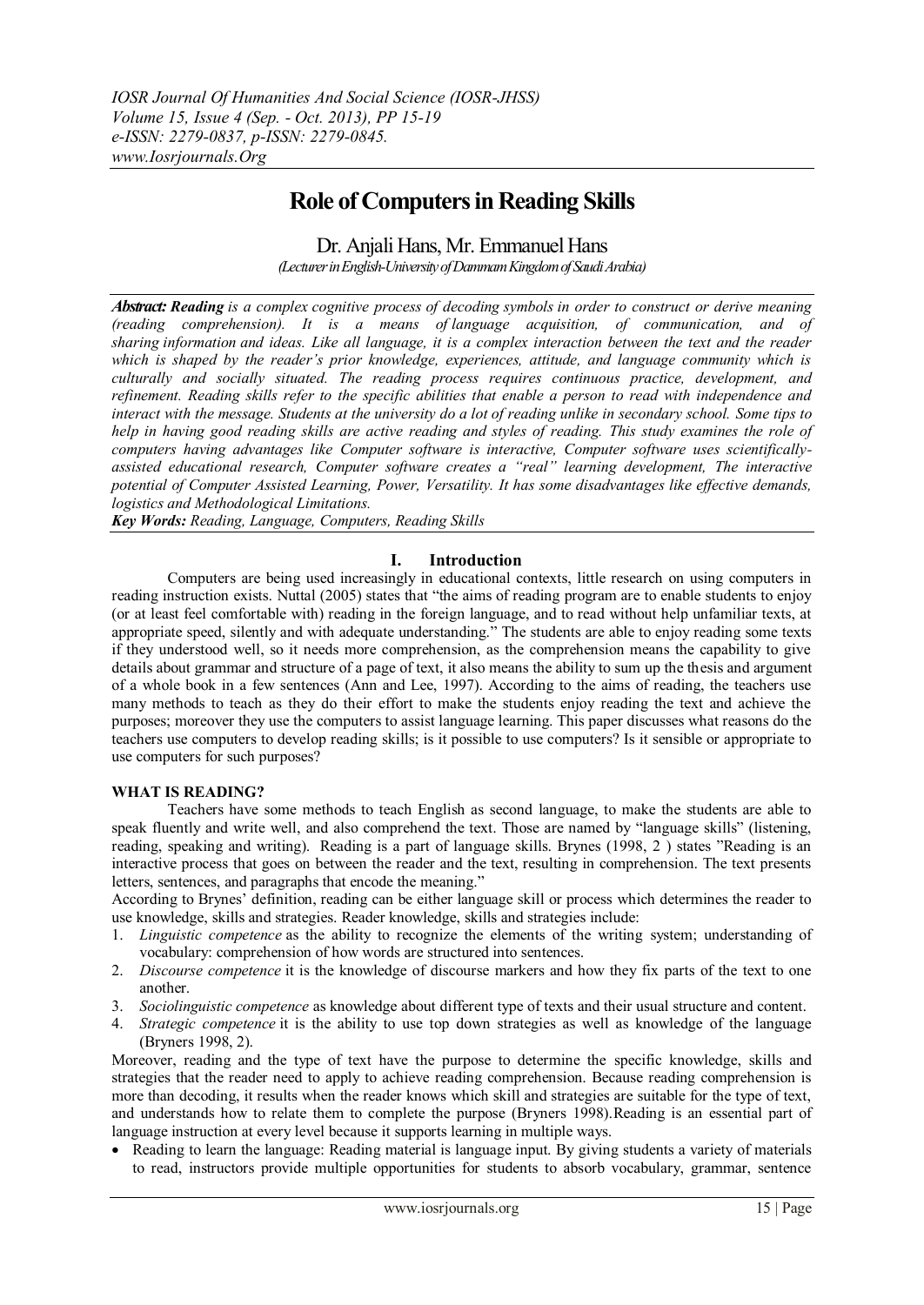# Role of Computers in Reading Skills

Dr. Anjali Hans, Mr. Emmanuel Hans

*(Lecturer in English-University of Dammam Kingdom of Saudi Arabia)*

***Abstract:*** ***Reading*** *is a complex cognitive process of decoding symbols in order to construct or derive meaning (reading comprehension). It is a means of language acquisition, of communication, and of sharing information and ideas. Like all language, it is a complex interaction between the text and the reader which is shaped by the reader's prior knowledge, experiences, attitude, and language community which is culturally and socially situated. The reading process requires continuous practice, development, and refinement. Reading skills refer to the specific abilities that enable a person to read with independence and interact with the message. Students at the university do a lot of reading unlike in secondary school. Some tips to help in having good reading skills are active reading and styles of reading. This study examines the role of computers having advantages like Computer software is interactive, Computer software uses scientifically-assisted educational research, Computer software creates a "real" learning development, The interactive potential of Computer Assisted Learning, Power, Versatility. It has some disadvantages like effective demands, logistics and Methodological Limitations.*

***Key Words:*** *Reading, Language, Computers, Reading Skills*

## I. Introduction

Computers are being used increasingly in educational contexts, little research on using computers in reading instruction exists. Nuttal (2005) states that "the aims of reading program are to enable students to enjoy (or at least feel comfortable with) reading in the foreign language, and to read without help unfamiliar texts, at appropriate speed, silently and with adequate understanding." The students are able to enjoy reading some texts if they understood well, so it needs more comprehension, as the comprehension means the capability to give details about grammar and structure of a page of text, it also means the ability to sum up the thesis and argument of a whole book in a few sentences (Ann and Lee, 1997). According to the aims of reading, the teachers use many methods to teach as they do their effort to make the students enjoy reading the text and achieve the purposes; moreover they use the computers to assist language learning. This paper discusses what reasons do the teachers use computers to develop reading skills; is it possible to use computers? Is it sensible or appropriate to use computers for such purposes?

### WHAT IS READING?

Teachers have some methods to teach English as second language, to make the students are able to speak fluently and write well, and also comprehend the text. Those are named by "language skills" (listening, reading, speaking and writing). Reading is a part of language skills. Brynes (1998, 2 ) states "Reading is an interactive process that goes on between the reader and the text, resulting in comprehension. The text presents letters, sentences, and paragraphs that encode the meaning."

According to Brynes' definition, reading can be either language skill or process which determines the reader to use knowledge, skills and strategies. Reader knowledge, skills and strategies include:

1. *Linguistic competence* as the ability to recognize the elements of the writing system; understanding of vocabulary: comprehension of how words are structured into sentences.
2. *Discourse competence* it is the knowledge of discourse markers and how they fix parts of the text to one another.
3. *Sociolinguistic competence* as knowledge about different type of texts and their usual structure and content.
4. *Strategic competence* it is the ability to use top down strategies as well as knowledge of the language (Bryners 1998, 2).

Moreover, reading and the type of text have the purpose to determine the specific knowledge, skills and strategies that the reader need to apply to achieve reading comprehension. Because reading comprehension is more than decoding, it results when the reader knows which skill and strategies are suitable for the type of text, and understands how to relate them to complete the purpose (Bryners 1998).Reading is an essential part of language instruction at every level because it supports learning in multiple ways.

- Reading to learn the language: Reading material is language input. By giving students a variety of materials to read, instructors provide multiple opportunities for students to absorb vocabulary, grammar, sentence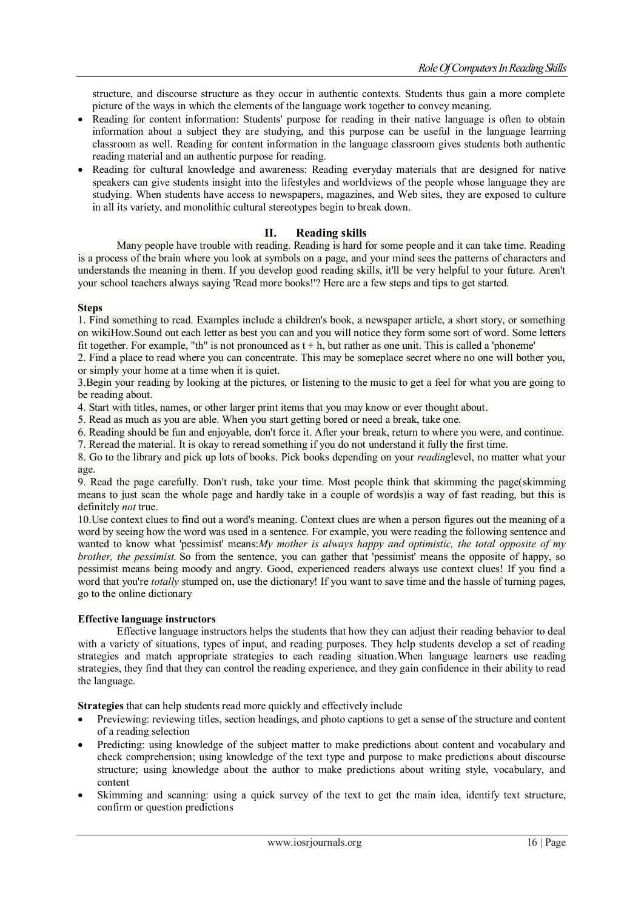structure, and discourse structure as they occur in authentic contexts. Students thus gain a more complete picture of the ways in which the elements of the language work together to convey meaning.

- Reading for content information: Students' purpose for reading in their native language is often to obtain information about a subject they are studying, and this purpose can be useful in the language learning classroom as well. Reading for content information in the language classroom gives students both authentic reading material and an authentic purpose for reading.
- Reading for cultural knowledge and awareness: Reading everyday materials that are designed for native speakers can give students insight into the lifestyles and worldviews of the people whose language they are studying. When students have access to newspapers, magazines, and Web sites, they are exposed to culture in all its variety, and monolithic cultural stereotypes begin to break down.

## II. Reading skills

Many people have trouble with reading. Reading is hard for some people and it can take time. Reading is a process of the brain where you look at symbols on a page, and your mind sees the patterns of characters and understands the meaning in them. If you develop good reading skills, it'll be very helpful to your future. Aren't your school teachers always saying 'Read more books!'? Here are a few steps and tips to get started.

**Steps**

1. Find something to read. Examples include a children's book, a newspaper article, a short story, or something on wikiHow.Sound out each letter as best you can and you will notice they form some sort of word. Some letters fit together. For example, "th" is not pronounced as t + h, but rather as one unit. This is called a 'phoneme'
2. Find a place to read where you can concentrate. This may be someplace secret where no one will bother you, or simply your home at a time when it is quiet.
3. Begin your reading by looking at the pictures, or listening to the music to get a feel for what you are going to be reading about.
4. Start with titles, names, or other larger print items that you may know or ever thought about.
5. Read as much as you are able. When you start getting bored or need a break, take one.
6. Reading should be fun and enjoyable, don't force it. After your break, return to where you were, and continue.
7. Reread the material. It is okay to reread something if you do not understand it fully the first time.
8. Go to the library and pick up lots of books. Pick books depending on your *reading*level, no matter what your age.
9. Read the page carefully. Don't rush, take your time. Most people think that skimming the page(skimming means to just scan the whole page and hardly take in a couple of words)is a way of fast reading, but this is definitely *not* true.
10. Use context clues to find out a word's meaning. Context clues are when a person figures out the meaning of a word by seeing how the word was used in a sentence. For example, you were reading the following sentence and wanted to know what 'pessimist' means:*My mother is always happy and optimistic, the total opposite of my brother, the pessimist.* So from the sentence, you can gather that 'pessimist' means the opposite of happy, so pessimist means being moody and angry. Good, experienced readers always use context clues! If you find a word that you're *totally* stumped on, use the dictionary! If you want to save time and the hassle of turning pages, go to the online dictionary

**Effective language instructors**

Effective language instructors helps the students that how they can adjust their reading behavior to deal with a variety of situations, types of input, and reading purposes. They help students develop a set of reading strategies and match appropriate strategies to each reading situation.When language learners use reading strategies, they find that they can control the reading experience, and they gain confidence in their ability to read the language.

**Strategies** that can help students read more quickly and effectively include

- Previewing: reviewing titles, section headings, and photo captions to get a sense of the structure and content of a reading selection
- Predicting: using knowledge of the subject matter to make predictions about content and vocabulary and check comprehension; using knowledge of the text type and purpose to make predictions about discourse structure; using knowledge about the author to make predictions about writing style, vocabulary, and content
- Skimming and scanning: using a quick survey of the text to get the main idea, identify text structure, confirm or question predictions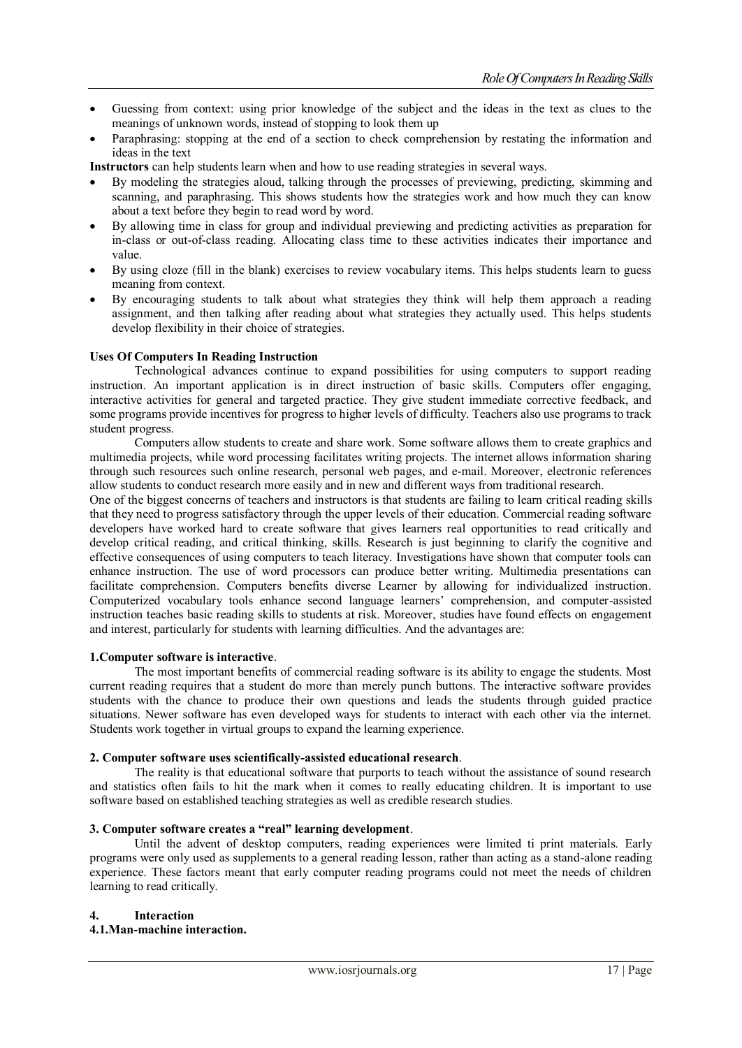- Guessing from context: using prior knowledge of the subject and the ideas in the text as clues to the meanings of unknown words, instead of stopping to look them up
- Paraphrasing: stopping at the end of a section to check comprehension by restating the information and ideas in the text

**Instructors** can help students learn when and how to use reading strategies in several ways.

- By modeling the strategies aloud, talking through the processes of previewing, predicting, skimming and scanning, and paraphrasing. This shows students how the strategies work and how much they can know about a text before they begin to read word by word.
- By allowing time in class for group and individual previewing and predicting activities as preparation for in-class or out-of-class reading. Allocating class time to these activities indicates their importance and value.
- By using cloze (fill in the blank) exercises to review vocabulary items. This helps students learn to guess meaning from context.
- By encouraging students to talk about what strategies they think will help them approach a reading assignment, and then talking after reading about what strategies they actually used. This helps students develop flexibility in their choice of strategies.

**Uses Of Computers In Reading Instruction**

Technological advances continue to expand possibilities for using computers to support reading instruction. An important application is in direct instruction of basic skills. Computers offer engaging, interactive activities for general and targeted practice. They give student immediate corrective feedback, and some programs provide incentives for progress to higher levels of difficulty. Teachers also use programs to track student progress.

Computers allow students to create and share work. Some software allows them to create graphics and multimedia projects, while word processing facilitates writing projects. The internet allows information sharing through such resources such online research, personal web pages, and e-mail. Moreover, electronic references allow students to conduct research more easily and in new and different ways from traditional research.

One of the biggest concerns of teachers and instructors is that students are failing to learn critical reading skills that they need to progress satisfactory through the upper levels of their education. Commercial reading software developers have worked hard to create software that gives learners real opportunities to read critically and develop critical reading, and critical thinking, skills. Research is just beginning to clarify the cognitive and effective consequences of using computers to teach literacy. Investigations have shown that computer tools can enhance instruction. The use of word processors can produce better writing. Multimedia presentations can facilitate comprehension. Computers benefits diverse Learner by allowing for individualized instruction. Computerized vocabulary tools enhance second language learners' comprehension, and computer-assisted instruction teaches basic reading skills to students at risk. Moreover, studies have found effects on engagement and interest, particularly for students with learning difficulties. And the advantages are:

**1.Computer software is interactive**.

The most important benefits of commercial reading software is its ability to engage the students. Most current reading requires that a student do more than merely punch buttons. The interactive software provides students with the chance to produce their own questions and leads the students through guided practice situations. Newer software has even developed ways for students to interact with each other via the internet. Students work together in virtual groups to expand the learning experience.

**2. Computer software uses scientifically-assisted educational research**.

The reality is that educational software that purports to teach without the assistance of sound research and statistics often fails to hit the mark when it comes to really educating children. It is important to use software based on established teaching strategies as well as credible research studies.

**3. Computer software creates a "real" learning development**.

Until the advent of desktop computers, reading experiences were limited ti print materials. Early programs were only used as supplements to a general reading lesson, rather than acting as a stand-alone reading experience. These factors meant that early computer reading programs could not meet the needs of children learning to read critically.

**4. Interaction**

**4.1.Man-machine interaction.**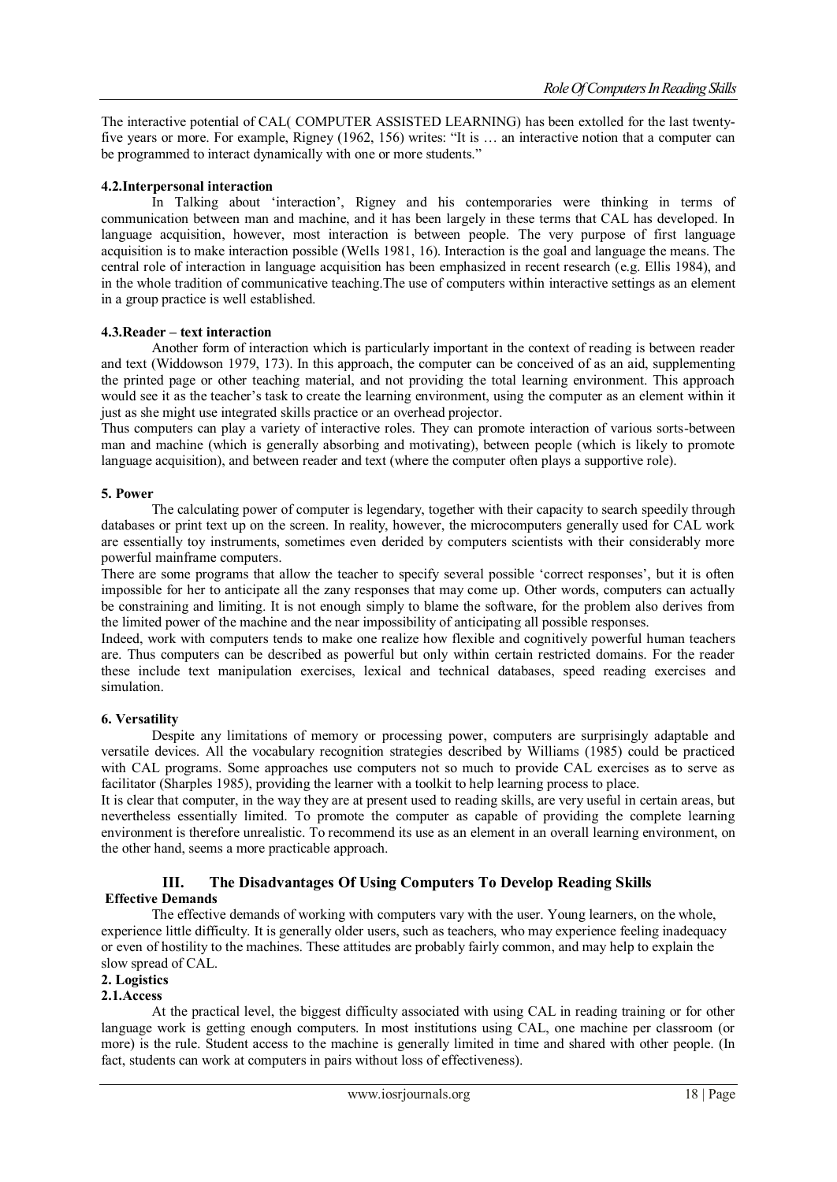The interactive potential of CAL( COMPUTER ASSISTED LEARNING) has been extolled for the last twenty-five years or more. For example, Rigney (1962, 156) writes: "It is … an interactive notion that a computer can be programmed to interact dynamically with one or more students."

### 4.2.Interpersonal interaction

In Talking about 'interaction', Rigney and his contemporaries were thinking in terms of communication between man and machine, and it has been largely in these terms that CAL has developed. In language acquisition, however, most interaction is between people. The very purpose of first language acquisition is to make interaction possible (Wells 1981, 16). Interaction is the goal and language the means. The central role of interaction in language acquisition has been emphasized in recent research (e.g. Ellis 1984), and in the whole tradition of communicative teaching.The use of computers within interactive settings as an element in a group practice is well established.

### 4.3.Reader – text interaction

Another form of interaction which is particularly important in the context of reading is between reader and text (Widdowson 1979, 173). In this approach, the computer can be conceived of as an aid, supplementing the printed page or other teaching material, and not providing the total learning environment. This approach would see it as the teacher's task to create the learning environment, using the computer as an element within it just as she might use integrated skills practice or an overhead projector.

Thus computers can play a variety of interactive roles. They can promote interaction of various sorts-between man and machine (which is generally absorbing and motivating), between people (which is likely to promote language acquisition), and between reader and text (where the computer often plays a supportive role).

### 5. Power

The calculating power of computer is legendary, together with their capacity to search speedily through databases or print text up on the screen. In reality, however, the microcomputers generally used for CAL work are essentially toy instruments, sometimes even derided by computers scientists with their considerably more powerful mainframe computers.

There are some programs that allow the teacher to specify several possible 'correct responses', but it is often impossible for her to anticipate all the zany responses that may come up. Other words, computers can actually be constraining and limiting. It is not enough simply to blame the software, for the problem also derives from the limited power of the machine and the near impossibility of anticipating all possible responses.

Indeed, work with computers tends to make one realize how flexible and cognitively powerful human teachers are. Thus computers can be described as powerful but only within certain restricted domains. For the reader these include text manipulation exercises, lexical and technical databases, speed reading exercises and simulation.

### 6. Versatility

Despite any limitations of memory or processing power, computers are surprisingly adaptable and versatile devices. All the vocabulary recognition strategies described by Williams (1985) could be practiced with CAL programs. Some approaches use computers not so much to provide CAL exercises as to serve as facilitator (Sharples 1985), providing the learner with a toolkit to help learning process to place.

It is clear that computer, in the way they are at present used to reading skills, are very useful in certain areas, but nevertheless essentially limited. To promote the computer as capable of providing the complete learning environment is therefore unrealistic. To recommend its use as an element in an overall learning environment, on the other hand, seems a more practicable approach.

## III. The Disadvantages Of Using Computers To Develop Reading Skills

### Effective Demands

The effective demands of working with computers vary with the user. Young learners, on the whole, experience little difficulty. It is generally older users, such as teachers, who may experience feeling inadequacy or even of hostility to the machines. These attitudes are probably fairly common, and may help to explain the slow spread of CAL.

### 2. Logistics

### 2.1.Access

At the practical level, the biggest difficulty associated with using CAL in reading training or for other language work is getting enough computers. In most institutions using CAL, one machine per classroom (or more) is the rule. Student access to the machine is generally limited in time and shared with other people. (In fact, students can work at computers in pairs without loss of effectiveness).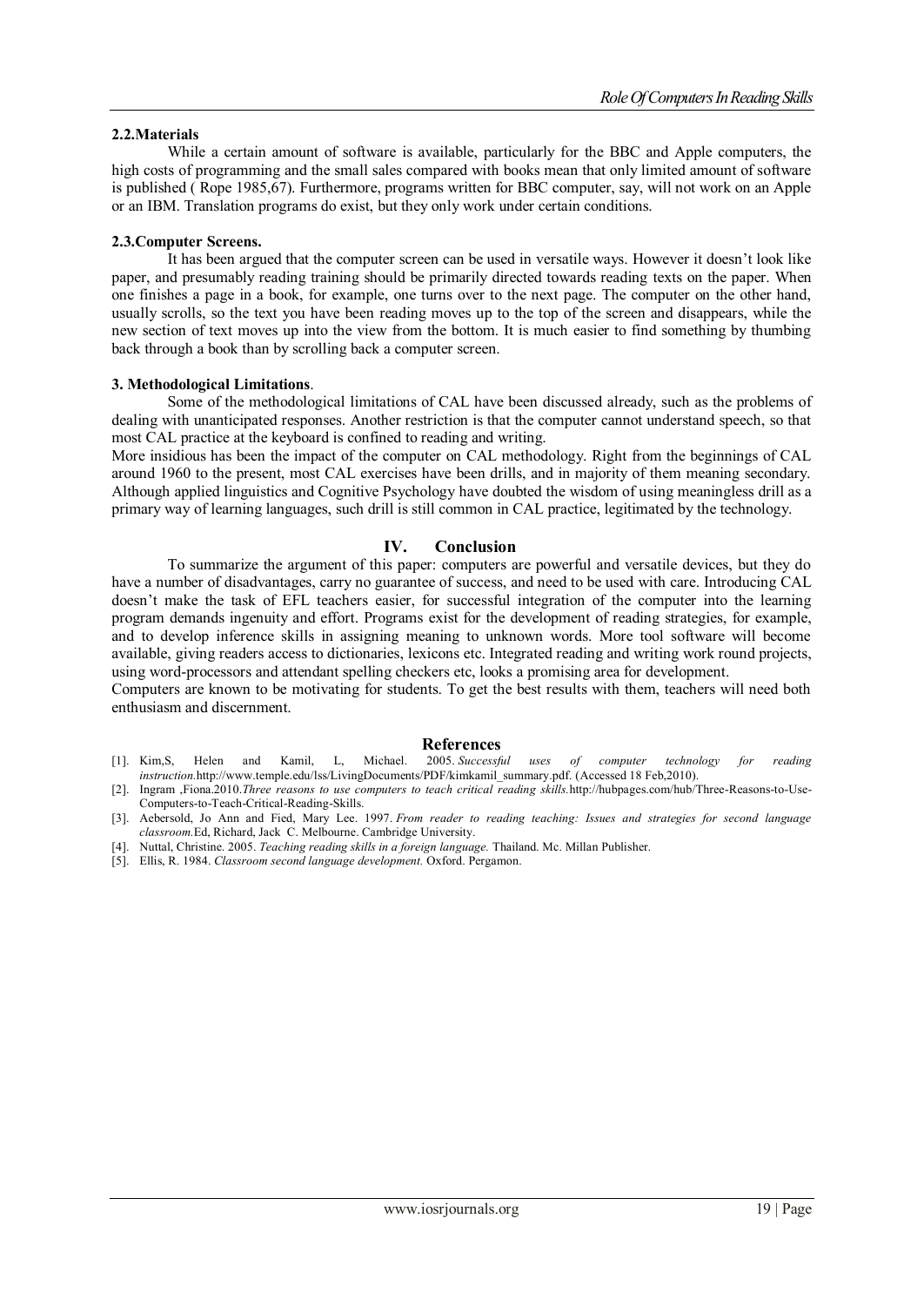### 2.2.Materials

While a certain amount of software is available, particularly for the BBC and Apple computers, the high costs of programming and the small sales compared with books mean that only limited amount of software is published ( Rope 1985,67). Furthermore, programs written for BBC computer, say, will not work on an Apple or an IBM. Translation programs do exist, but they only work under certain conditions.

### 2.3.Computer Screens.

It has been argued that the computer screen can be used in versatile ways. However it doesn't look like paper, and presumably reading training should be primarily directed towards reading texts on the paper. When one finishes a page in a book, for example, one turns over to the next page. The computer on the other hand, usually scrolls, so the text you have been reading moves up to the top of the screen and disappears, while the new section of text moves up into the view from the bottom. It is much easier to find something by thumbing back through a book than by scrolling back a computer screen.

### 3. Methodological Limitations.

Some of the methodological limitations of CAL have been discussed already, such as the problems of dealing with unanticipated responses. Another restriction is that the computer cannot understand speech, so that most CAL practice at the keyboard is confined to reading and writing.

More insidious has been the impact of the computer on CAL methodology. Right from the beginnings of CAL around 1960 to the present, most CAL exercises have been drills, and in majority of them meaning secondary. Although applied linguistics and Cognitive Psychology have doubted the wisdom of using meaningless drill as a primary way of learning languages, such drill is still common in CAL practice, legitimated by the technology.

## IV. Conclusion

To summarize the argument of this paper: computers are powerful and versatile devices, but they do have a number of disadvantages, carry no guarantee of success, and need to be used with care. Introducing CAL doesn't make the task of EFL teachers easier, for successful integration of the computer into the learning program demands ingenuity and effort. Programs exist for the development of reading strategies, for example, and to develop inference skills in assigning meaning to unknown words. More tool software will become available, giving readers access to dictionaries, lexicons etc. Integrated reading and writing work round projects, using word-processors and attendant spelling checkers etc, looks a promising area for development.

Computers are known to be motivating for students. To get the best results with them, teachers will need both enthusiasm and discernment.

## References

[1]. Kim,S, Helen and Kamil, L, Michael. 2005. *Successful uses of computer technology for reading instruction.*http://www.temple.edu/lss/LivingDocuments/PDF/kimkamil_summary.pdf. (Accessed 18 Feb,2010).

[2]. Ingram ,Fiona.2010.*Three reasons to use computers to teach critical reading skills.*http://hubpages.com/hub/Three-Reasons-to-Use-Computers-to-Teach-Critical-Reading-Skills.

[3]. Aebersold, Jo Ann and Fied, Mary Lee. 1997. *From reader to reading teaching: Issues and strategies for second language classroom.*Ed, Richard, Jack C. Melbourne. Cambridge University.

[4]. Nuttal, Christine. 2005. *Teaching reading skills in a foreign language.* Thailand. Mc. Millan Publisher.

[5]. Ellis, R. 1984. *Classroom second language development.* Oxford. Pergamon.